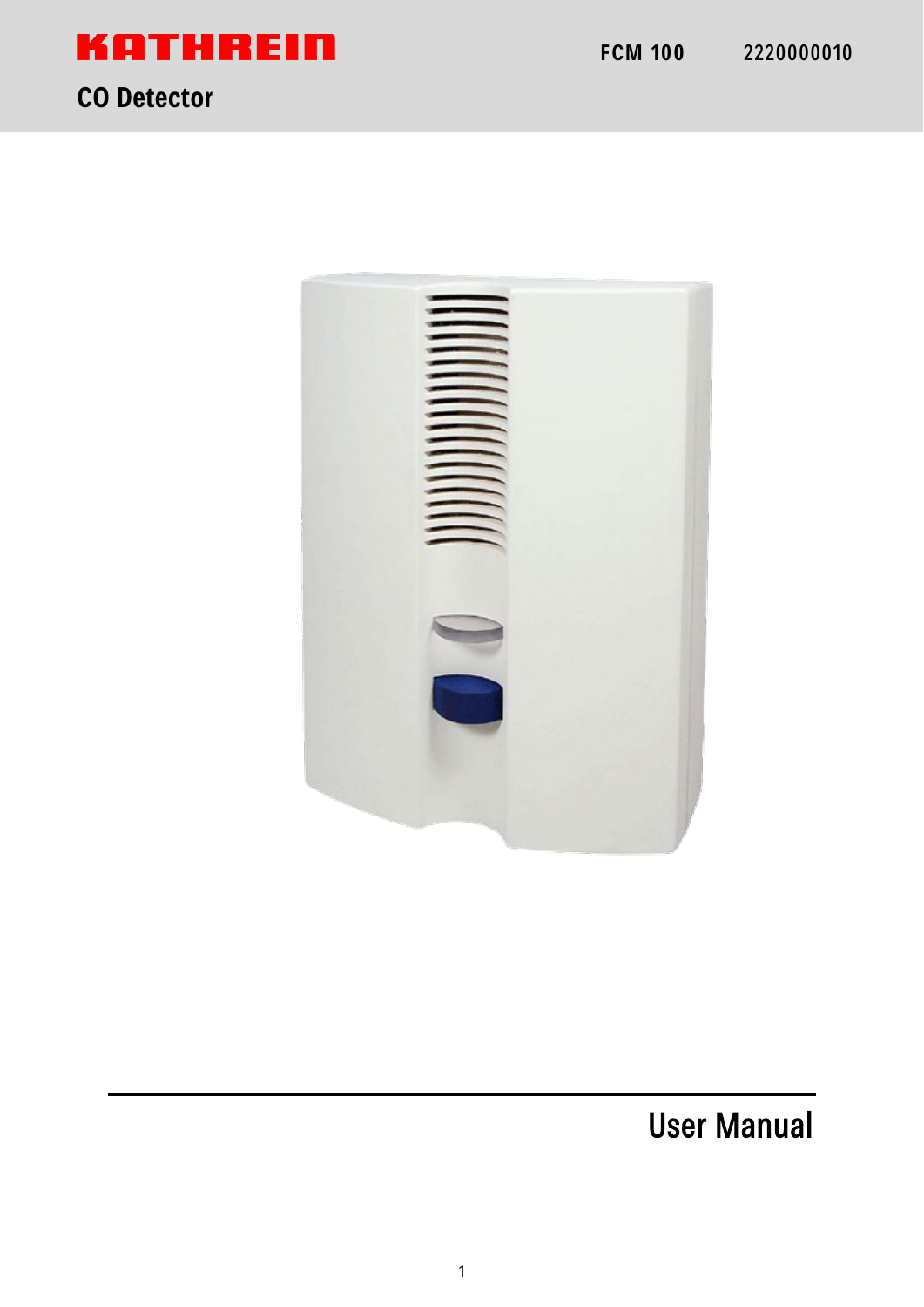KATHREIN

FCM 100 2220000010

# CO Detector

# User Manual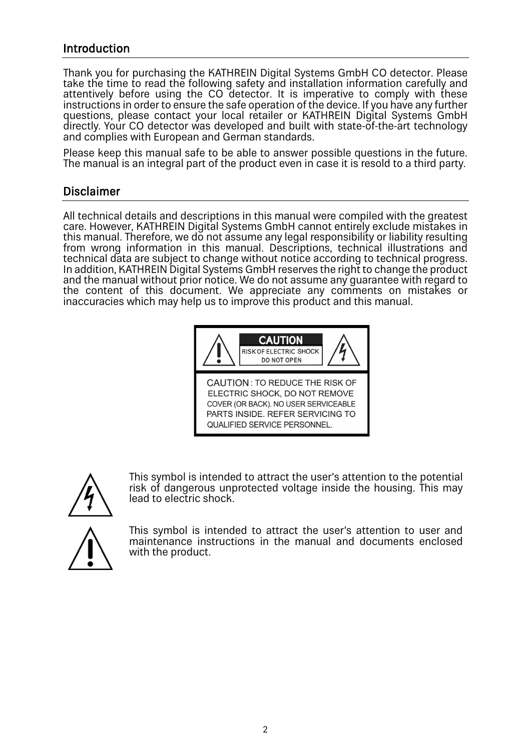## Introduction

Thank you for purchasing the KATHREIN Digital Systems GmbH CO detector. Please take the time to read the following safety and installation information carefully and attentively before using the CO detector. It is imperative to comply with these instructions in order to ensure the safe operation of the device. If you have any further questions, please contact your local retailer or KATHREIN Digital Systems GmbH directly. Your CO detector was developed and built with state-of-the-art technology and complies with European and German standards.

Please keep this manual safe to be able to answer possible questions in the future. The manual is an integral part of the product even in case it is resold to a third party.

## Disclaimer

All technical details and descriptions in this manual were compiled with the greatest care. However, KATHREIN Digital Systems GmbH cannot entirely exclude mistakes in this manual. Therefore, we do not assume any legal responsibility or liability resulting from wrong information in this manual. Descriptions, technical illustrations and technical data are subject to change without notice according to technical progress. In addition, KATHREIN Digital Systems GmbH reserves the right to change the product and the manual without prior notice. We do not assume any guarantee with regard to the content of this document. We appreciate any comments on mistakes or inaccuracies which may help us to improve this product and this manual.

**CAUTION**
RISK OF ELECTRIC SHOCK
DO NOT OPEN

CAUTION: TO REDUCE THE RISK OF ELECTRIC SHOCK, DO NOT REMOVE COVER (OR BACK). NO USER SERVICEABLE PARTS INSIDE. REFER SERVICING TO QUALIFIED SERVICE PERSONNEL.

This symbol is intended to attract the user's attention to the potential risk of dangerous unprotected voltage inside the housing. This may lead to electric shock.

This symbol is intended to attract the user's attention to user and maintenance instructions in the manual and documents enclosed with the product.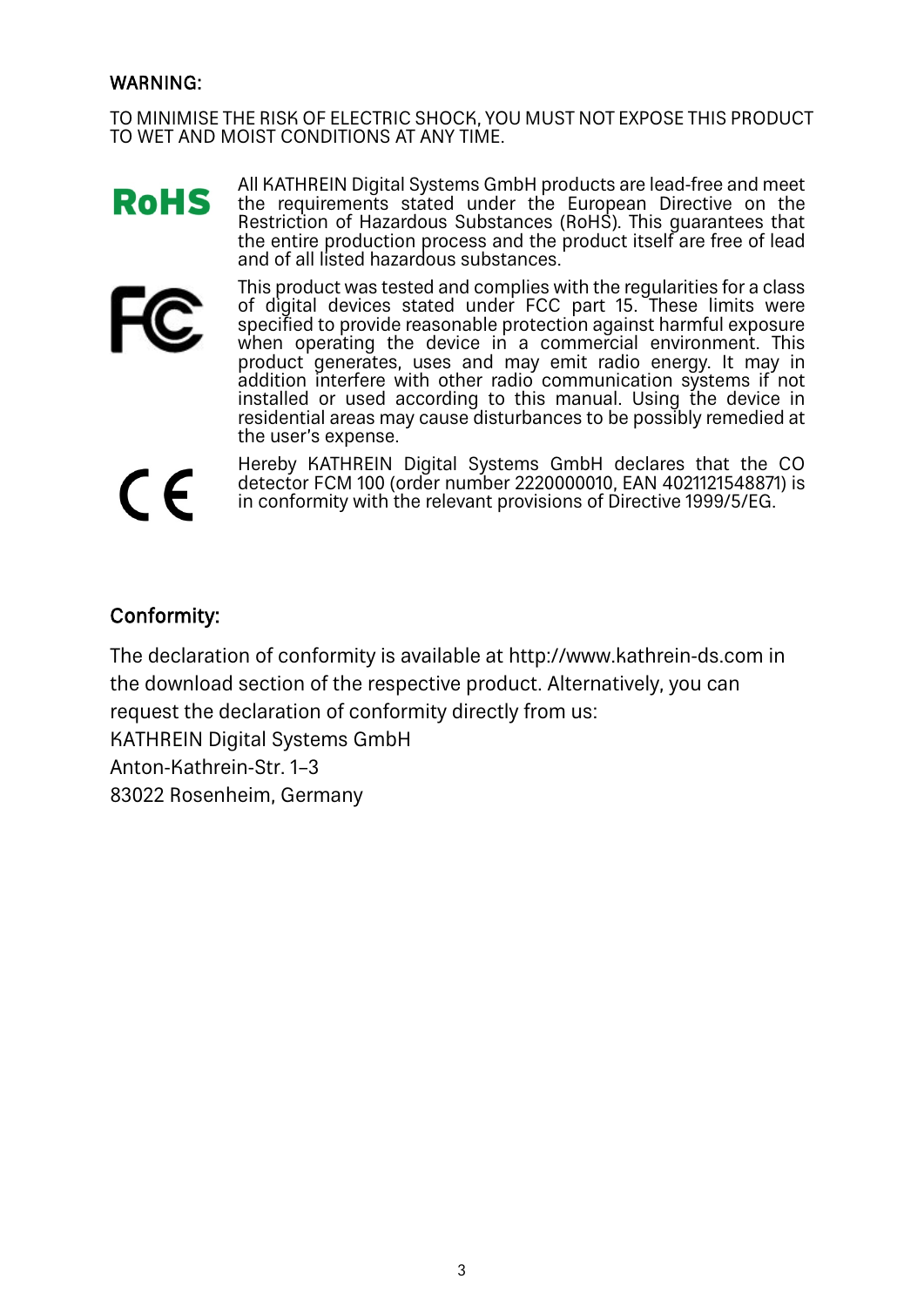WARNING:

TO MINIMISE THE RISK OF ELECTRIC SHOCK, YOU MUST NOT EXPOSE THIS PRODUCT TO WET AND MOIST CONDITIONS AT ANY TIME.

RoHS

All KATHREIN Digital Systems GmbH products are lead-free and meet the requirements stated under the European Directive on the Restriction of Hazardous Substances (RoHS). This guarantees that the entire production process and the product itself are free of lead and of all listed hazardous substances.

This product was tested and complies with the regularities for a class of digital devices stated under FCC part 15. These limits were specified to provide reasonable protection against harmful exposure when operating the device in a commercial environment. This product generates, uses and may emit radio energy. It may in addition interfere with other radio communication systems if not installed or used according to this manual. Using the device in residential areas may cause disturbances to be possibly remedied at the user's expense.

Hereby KATHREIN Digital Systems GmbH declares that the CO detector FCM 100 (order number 2220000010, EAN 4021121548871) is in conformity with the relevant provisions of Directive 1999/5/EG.

## Conformity:

The declaration of conformity is available at http://www.kathrein-ds.com in the download section of the respective product. Alternatively, you can request the declaration of conformity directly from us:
KATHREIN Digital Systems GmbH
Anton-Kathrein-Str. 1–3
83022 Rosenheim, Germany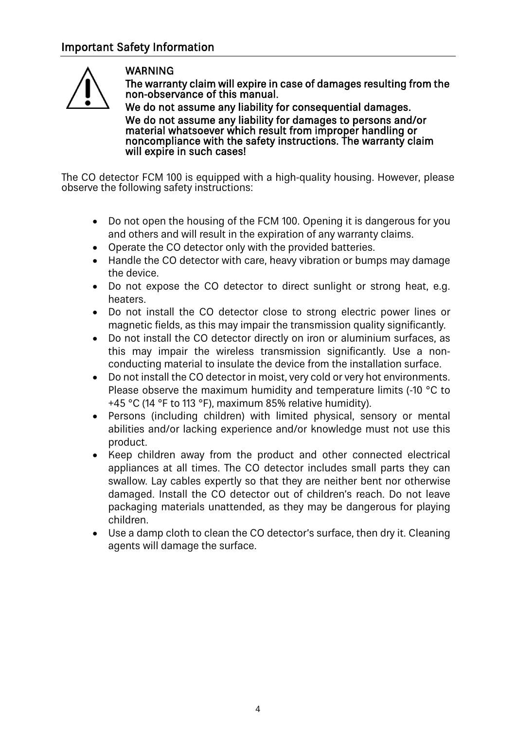## Important Safety Information

**WARNING**

**The warranty claim will expire in case of damages resulting from the non-observance of this manual.**

**We do not assume any liability for consequential damages.**

**We do not assume any liability for damages to persons and/or material whatsoever which result from improper handling or noncompliance with the safety instructions. The warranty claim will expire in such cases!**

The CO detector FCM 100 is equipped with a high-quality housing. However, please observe the following safety instructions:

- Do not open the housing of the FCM 100. Opening it is dangerous for you and others and will result in the expiration of any warranty claims.
- Operate the CO detector only with the provided batteries.
- Handle the CO detector with care, heavy vibration or bumps may damage the device.
- Do not expose the CO detector to direct sunlight or strong heat, e.g. heaters.
- Do not install the CO detector close to strong electric power lines or magnetic fields, as this may impair the transmission quality significantly.
- Do not install the CO detector directly on iron or aluminium surfaces, as this may impair the wireless transmission significantly. Use a non-conducting material to insulate the device from the installation surface.
- Do not install the CO detector in moist, very cold or very hot environments. Please observe the maximum humidity and temperature limits (-10 °C to +45 °C (14 °F to 113 °F), maximum 85% relative humidity).
- Persons (including children) with limited physical, sensory or mental abilities and/or lacking experience and/or knowledge must not use this product.
- Keep children away from the product and other connected electrical appliances at all times. The CO detector includes small parts they can swallow. Lay cables expertly so that they are neither bent nor otherwise damaged. Install the CO detector out of children's reach. Do not leave packaging materials unattended, as they may be dangerous for playing children.
- Use a damp cloth to clean the CO detector's surface, then dry it. Cleaning agents will damage the surface.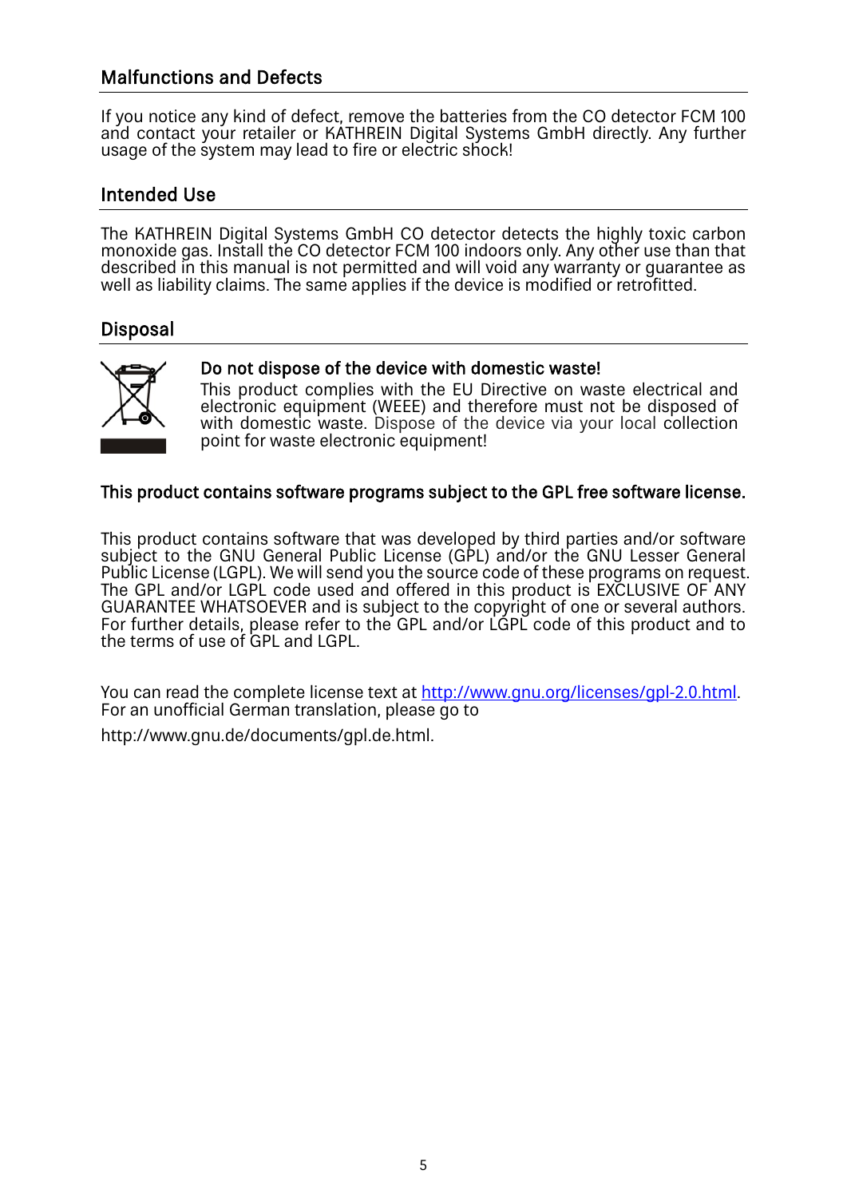## Malfunctions and Defects

If you notice any kind of defect, remove the batteries from the CO detector FCM 100 and contact your retailer or KATHREIN Digital Systems GmbH directly. Any further usage of the system may lead to fire or electric shock!

## Intended Use

The KATHREIN Digital Systems GmbH CO detector detects the highly toxic carbon monoxide gas. Install the CO detector FCM 100 indoors only. Any other use than that described in this manual is not permitted and will void any warranty or guarantee as well as liability claims. The same applies if the device is modified or retrofitted.

## Disposal

**Do not dispose of the device with domestic waste!**

This product complies with the EU Directive on waste electrical and electronic equipment (WEEE) and therefore must not be disposed of with domestic waste. Dispose of the device via your local collection point for waste electronic equipment!

**This product contains software programs subject to the GPL free software license.**

This product contains software that was developed by third parties and/or software subject to the GNU General Public License (GPL) and/or the GNU Lesser General Public License (LGPL). We will send you the source code of these programs on request. The GPL and/or LGPL code used and offered in this product is EXCLUSIVE OF ANY GUARANTEE WHATSOEVER and is subject to the copyright of one or several authors. For further details, please refer to the GPL and/or LGPL code of this product and to the terms of use of GPL and LGPL.

You can read the complete license text at http://www.gnu.org/licenses/gpl-2.0.html. For an unofficial German translation, please go to

http://www.gnu.de/documents/gpl.de.html.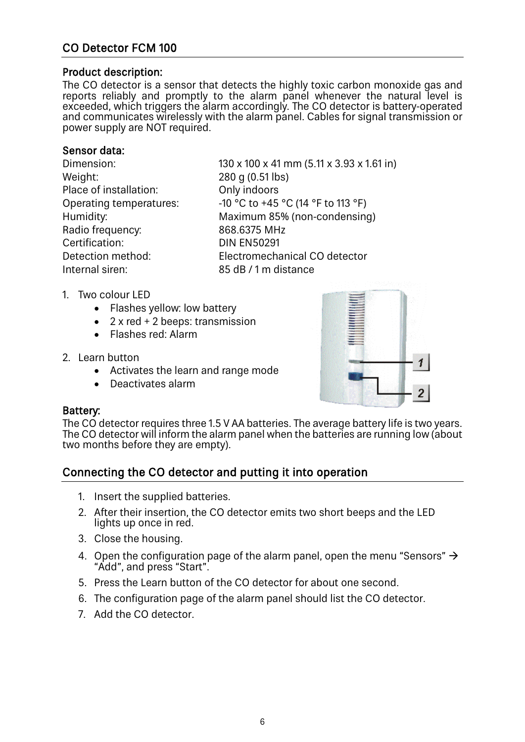## CO Detector FCM 100

### Product description:

The CO detector is a sensor that detects the highly toxic carbon monoxide gas and reports reliably and promptly to the alarm panel whenever the natural level is exceeded, which triggers the alarm accordingly. The CO detector is battery-operated and communicates wirelessly with the alarm panel. Cables for signal transmission or power supply are NOT required.

### Sensor data:

| | |
|---|---|
| Dimension: | 130 x 100 x 41 mm (5.11 x 3.93 x 1.61 in) |
| Weight: | 280 g (0.51 lbs) |
| Place of installation: | Only indoors |
| Operating temperatures: | -10 °C to +45 °C (14 °F to 113 °F) |
| Humidity: | Maximum 85% (non-condensing) |
| Radio frequency: | 868.6375 MHz |
| Certification: | DIN EN50291 |
| Detection method: | Electromechanical CO detector |
| Internal siren: | 85 dB / 1 m distance |

1. Two colour LED
    - Flashes yellow: low battery
    - 2 x red + 2 beeps: transmission
    - Flashes red: Alarm
2. Learn button
    - Activates the learn and range mode
    - Deactivates alarm

### Battery:

The CO detector requires three 1.5 V AA batteries. The average battery life is two years. The CO detector will inform the alarm panel when the batteries are running low (about two months before they are empty).

## Connecting the CO detector and putting it into operation

1. Insert the supplied batteries.
2. After their insertion, the CO detector emits two short beeps and the LED lights up once in red.
3. Close the housing.
4. Open the configuration page of the alarm panel, open the menu "Sensors" → "Add", and press "Start".
5. Press the Learn button of the CO detector for about one second.
6. The configuration page of the alarm panel should list the CO detector.
7. Add the CO detector.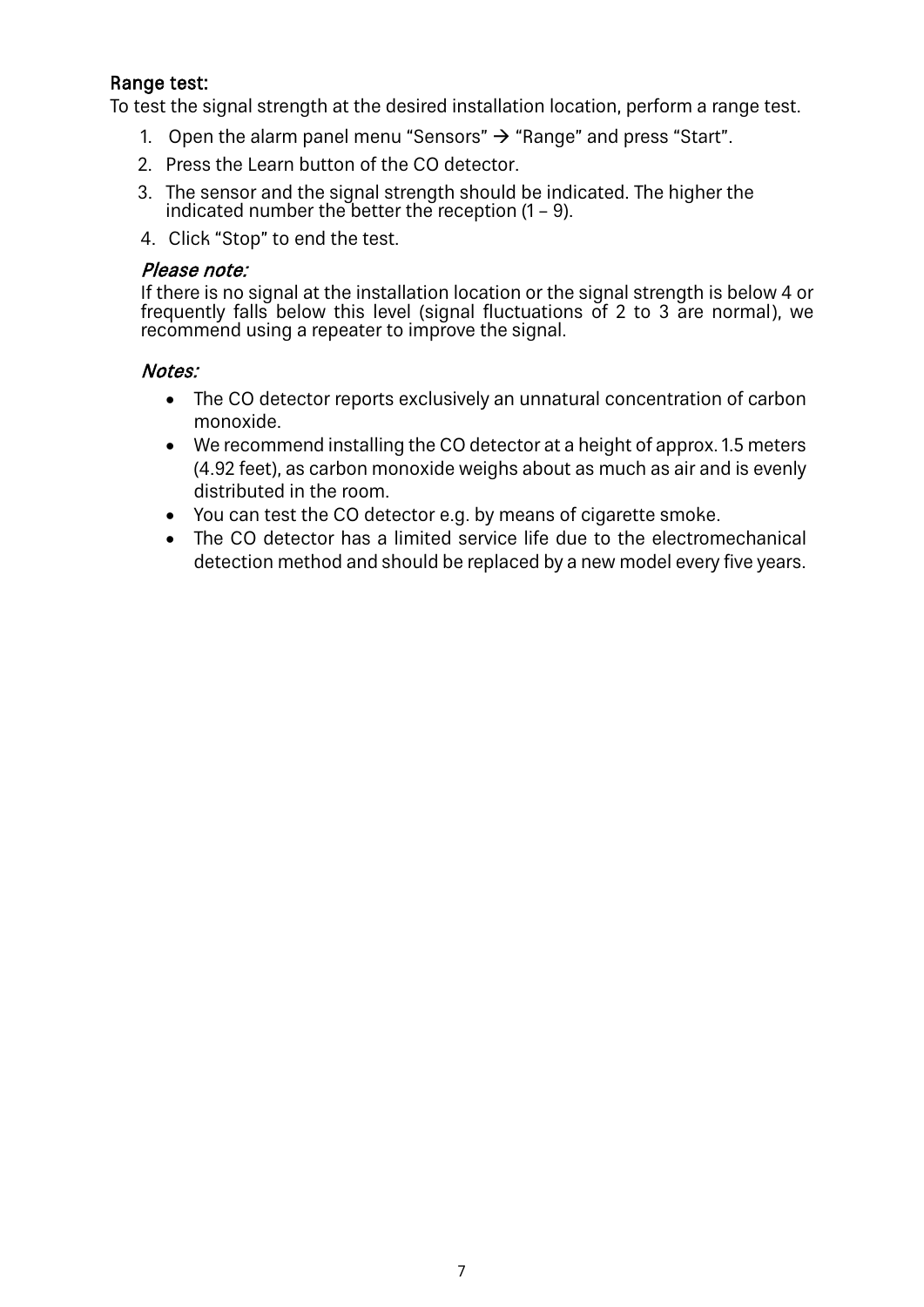### Range test:

To test the signal strength at the desired installation location, perform a range test.

1. Open the alarm panel menu "Sensors" → "Range" and press "Start".
2. Press the Learn button of the CO detector.
3. The sensor and the signal strength should be indicated. The higher the indicated number the better the reception (1 – 9).
4. Click "Stop" to end the test.

***Please note:***

If there is no signal at the installation location or the signal strength is below 4 or frequently falls below this level (signal fluctuations of 2 to 3 are normal), we recommend using a repeater to improve the signal.

***Notes:***

- The CO detector reports exclusively an unnatural concentration of carbon monoxide.
- We recommend installing the CO detector at a height of approx. 1.5 meters (4.92 feet), as carbon monoxide weighs about as much as air and is evenly distributed in the room.
- You can test the CO detector e.g. by means of cigarette smoke.
- The CO detector has a limited service life due to the electromechanical detection method and should be replaced by a new model every five years.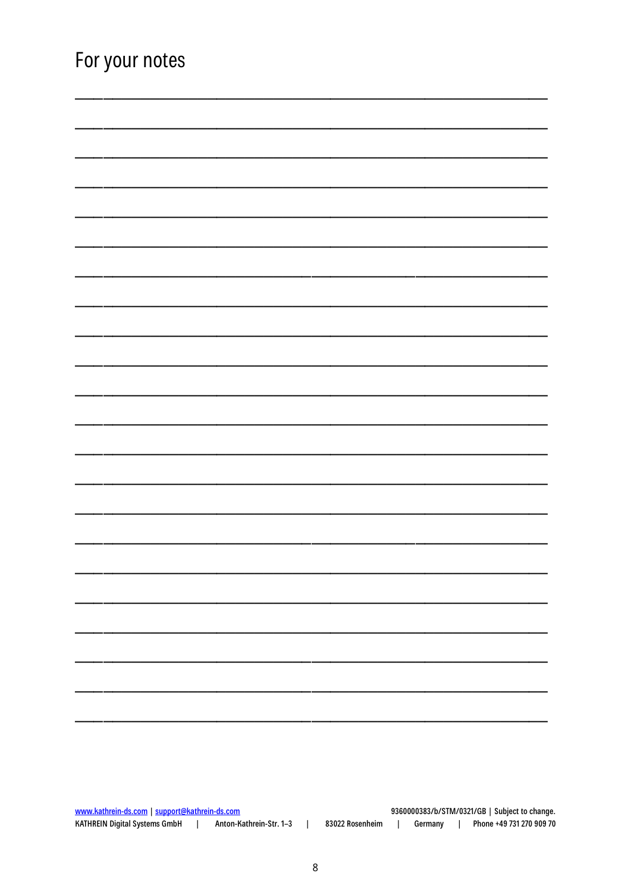# For your notes

www.kathrein-ds.com | support@kathrein-ds.com

9360000383/b/STM/0321/GB | Subject to change.

KATHREIN Digital Systems GmbH | Anton-Kathrein-Str. 1–3 | 83022 Rosenheim | Germany | Phone +49 731 270 909 70